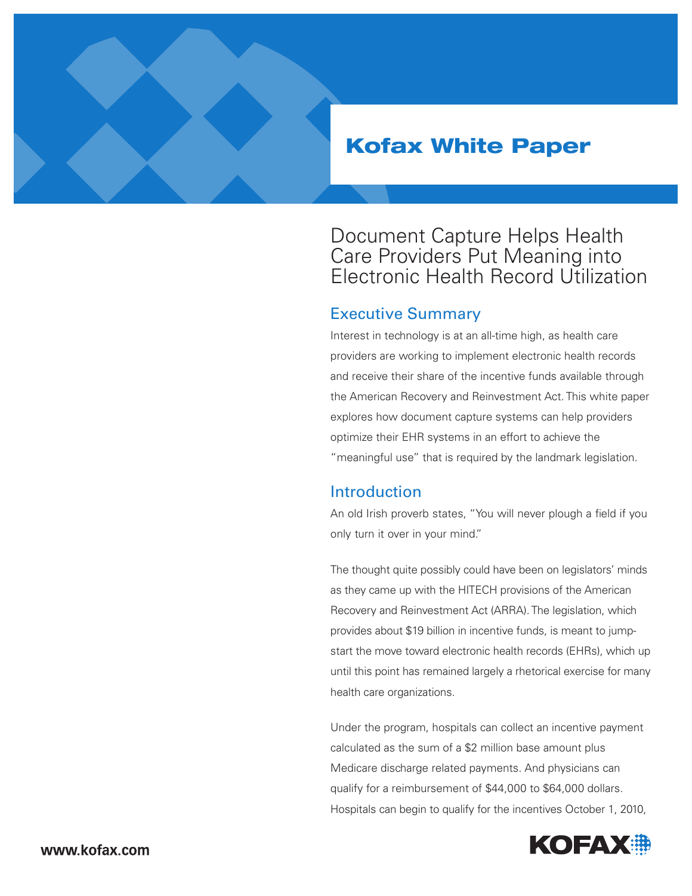Kofax White Paper

# Document Capture Helps Health Care Providers Put Meaning into Electronic Health Record Utilization

## Executive Summary

Interest in technology is at an all-time high, as health care providers are working to implement electronic health records and receive their share of the incentive funds available through the American Recovery and Reinvestment Act. This white paper explores how document capture systems can help providers optimize their EHR systems in an effort to achieve the "meaningful use" that is required by the landmark legislation.

## Introduction

An old Irish proverb states, "You will never plough a field if you only turn it over in your mind."

The thought quite possibly could have been on legislators' minds as they came up with the HITECH provisions of the American Recovery and Reinvestment Act (ARRA). The legislation, which provides about $19 billion in incentive funds, is meant to jump-start the move toward electronic health records (EHRs), which up until this point has remained largely a rhetorical exercise for many health care organizations.

Under the program, hospitals can collect an incentive payment calculated as the sum of a $2 million base amount plus Medicare discharge related payments. And physicians can qualify for a reimbursement of $44,000 to $64,000 dollars. Hospitals can begin to qualify for the incentives October 1, 2010,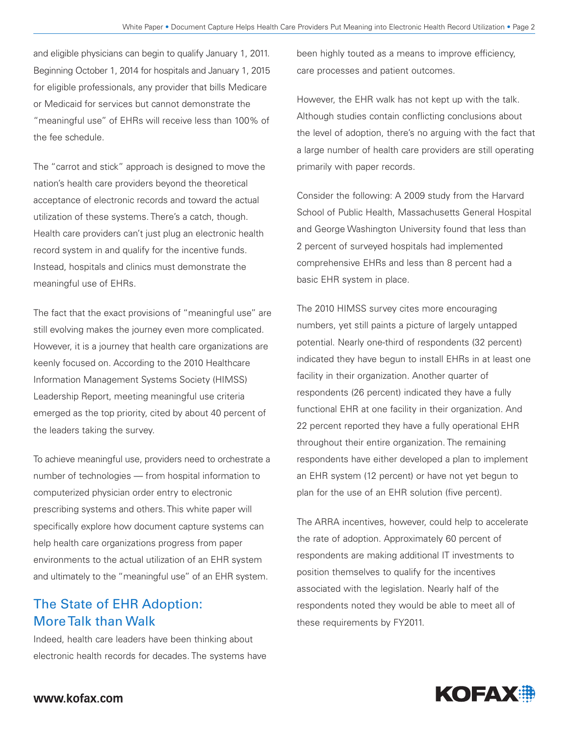and eligible physicians can begin to qualify January 1, 2011. Beginning October 1, 2014 for hospitals and January 1, 2015 for eligible professionals, any provider that bills Medicare or Medicaid for services but cannot demonstrate the "meaningful use" of EHRs will receive less than 100% of the fee schedule.

The "carrot and stick" approach is designed to move the nation's health care providers beyond the theoretical acceptance of electronic records and toward the actual utilization of these systems. There's a catch, though. Health care providers can't just plug an electronic health record system in and qualify for the incentive funds. Instead, hospitals and clinics must demonstrate the meaningful use of EHRs.

The fact that the exact provisions of "meaningful use" are still evolving makes the journey even more complicated. However, it is a journey that health care organizations are keenly focused on. According to the 2010 Healthcare Information Management Systems Society (HIMSS) Leadership Report, meeting meaningful use criteria emerged as the top priority, cited by about 40 percent of the leaders taking the survey.

To achieve meaningful use, providers need to orchestrate a number of technologies — from hospital information to computerized physician order entry to electronic prescribing systems and others. This white paper will specifically explore how document capture systems can help health care organizations progress from paper environments to the actual utilization of an EHR system and ultimately to the "meaningful use" of an EHR system.

## The State of EHR Adoption: More Talk than Walk

Indeed, health care leaders have been thinking about electronic health records for decades. The systems have been highly touted as a means to improve efficiency, care processes and patient outcomes.

However, the EHR walk has not kept up with the talk. Although studies contain conflicting conclusions about the level of adoption, there's no arguing with the fact that a large number of health care providers are still operating primarily with paper records.

Consider the following: A 2009 study from the Harvard School of Public Health, Massachusetts General Hospital and George Washington University found that less than 2 percent of surveyed hospitals had implemented comprehensive EHRs and less than 8 percent had a basic EHR system in place.

The 2010 HIMSS survey cites more encouraging numbers, yet still paints a picture of largely untapped potential. Nearly one-third of respondents (32 percent) indicated they have begun to install EHRs in at least one facility in their organization. Another quarter of respondents (26 percent) indicated they have a fully functional EHR at one facility in their organization. And 22 percent reported they have a fully operational EHR throughout their entire organization. The remaining respondents have either developed a plan to implement an EHR system (12 percent) or have not yet begun to plan for the use of an EHR solution (five percent).

The ARRA incentives, however, could help to accelerate the rate of adoption. Approximately 60 percent of respondents are making additional IT investments to position themselves to qualify for the incentives associated with the legislation. Nearly half of the respondents noted they would be able to meet all of these requirements by FY2011.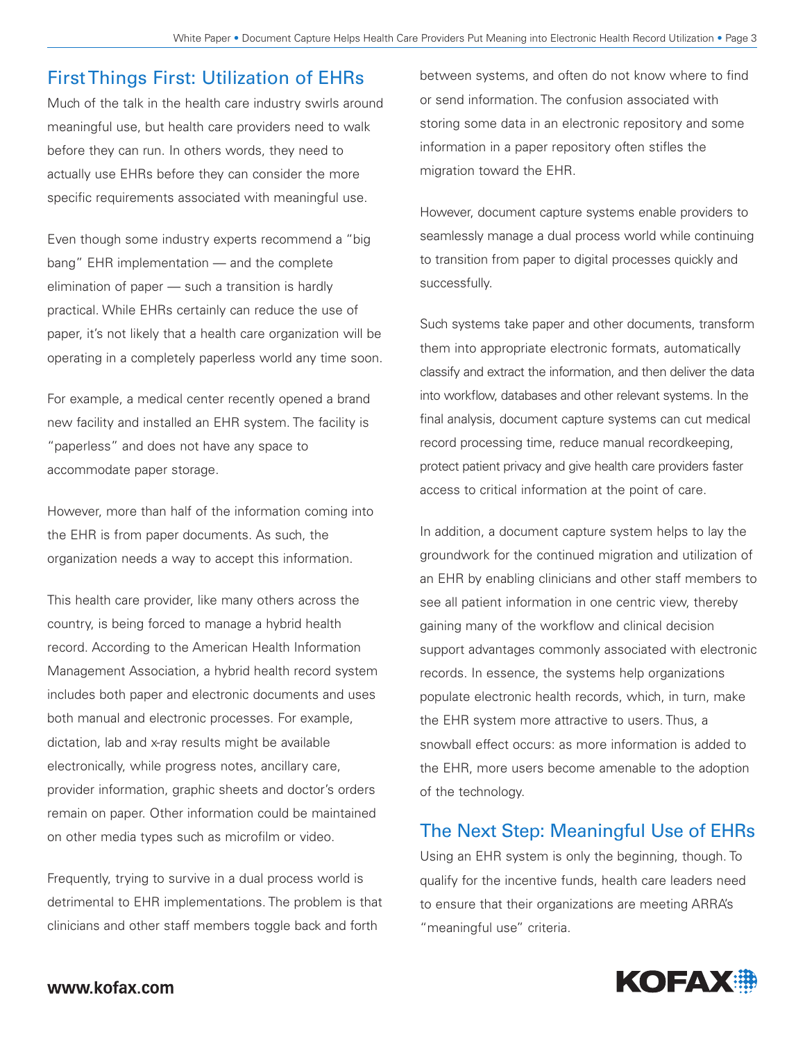## First Things First: Utilization of EHRs

Much of the talk in the health care industry swirls around meaningful use, but health care providers need to walk before they can run. In others words, they need to actually use EHRs before they can consider the more specific requirements associated with meaningful use.

Even though some industry experts recommend a "big bang" EHR implementation — and the complete elimination of paper — such a transition is hardly practical. While EHRs certainly can reduce the use of paper, it's not likely that a health care organization will be operating in a completely paperless world any time soon.

For example, a medical center recently opened a brand new facility and installed an EHR system. The facility is "paperless" and does not have any space to accommodate paper storage.

However, more than half of the information coming into the EHR is from paper documents. As such, the organization needs a way to accept this information.

This health care provider, like many others across the country, is being forced to manage a hybrid health record. According to the American Health Information Management Association, a hybrid health record system includes both paper and electronic documents and uses both manual and electronic processes. For example, dictation, lab and x-ray results might be available electronically, while progress notes, ancillary care, provider information, graphic sheets and doctor's orders remain on paper. Other information could be maintained on other media types such as microfilm or video.

Frequently, trying to survive in a dual process world is detrimental to EHR implementations. The problem is that clinicians and other staff members toggle back and forth between systems, and often do not know where to find or send information. The confusion associated with storing some data in an electronic repository and some information in a paper repository often stifles the migration toward the EHR.

However, document capture systems enable providers to seamlessly manage a dual process world while continuing to transition from paper to digital processes quickly and successfully.

Such systems take paper and other documents, transform them into appropriate electronic formats, automatically classify and extract the information, and then deliver the data into workflow, databases and other relevant systems. In the final analysis, document capture systems can cut medical record processing time, reduce manual recordkeeping, protect patient privacy and give health care providers faster access to critical information at the point of care.

In addition, a document capture system helps to lay the groundwork for the continued migration and utilization of an EHR by enabling clinicians and other staff members to see all patient information in one centric view, thereby gaining many of the workflow and clinical decision support advantages commonly associated with electronic records. In essence, the systems help organizations populate electronic health records, which, in turn, make the EHR system more attractive to users. Thus, a snowball effect occurs: as more information is added to the EHR, more users become amenable to the adoption of the technology.

## The Next Step: Meaningful Use of EHRs

Using an EHR system is only the beginning, though. To qualify for the incentive funds, health care leaders need to ensure that their organizations are meeting ARRA's "meaningful use" criteria.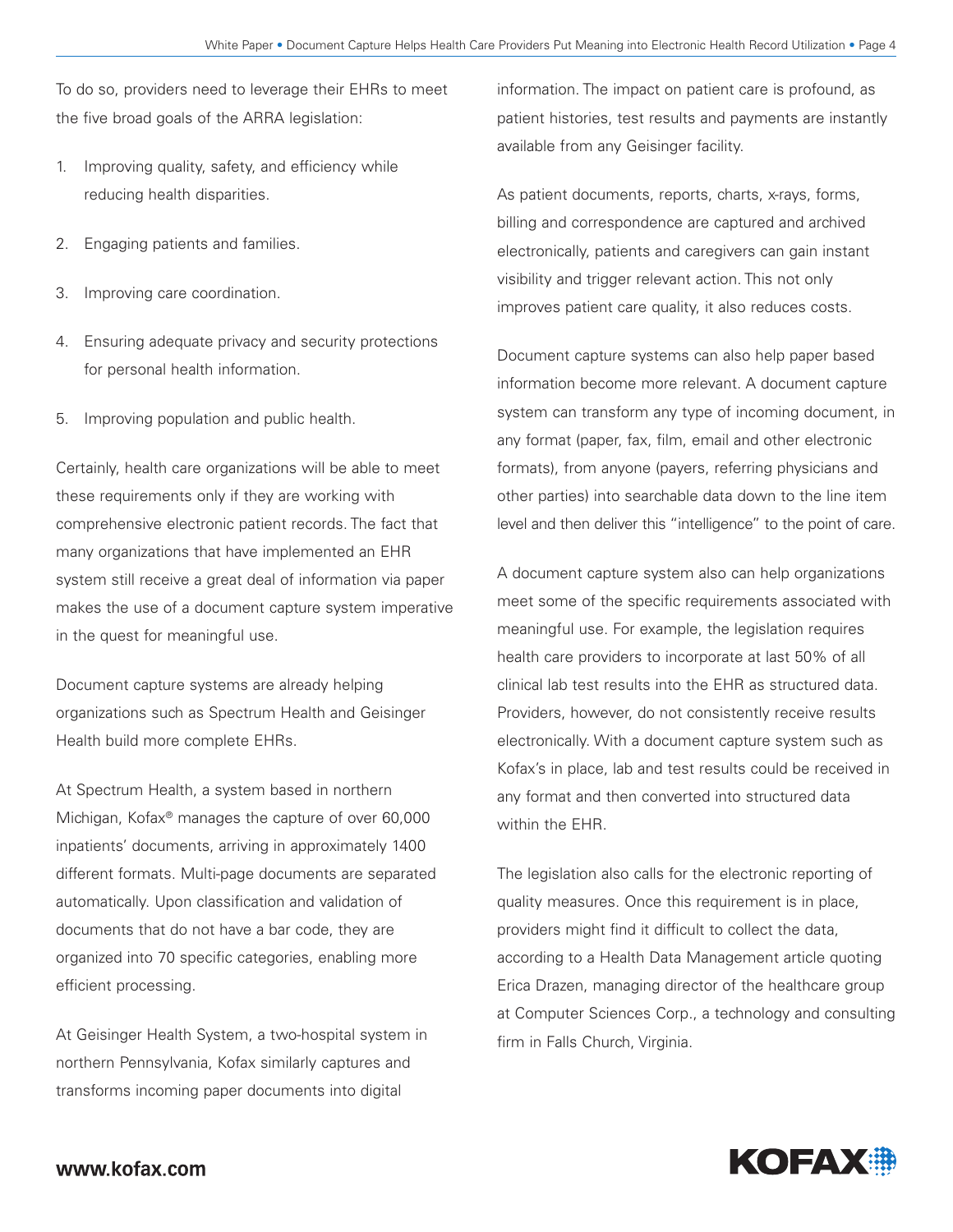To do so, providers need to leverage their EHRs to meet the five broad goals of the ARRA legislation:

1. Improving quality, safety, and efficiency while reducing health disparities.
2. Engaging patients and families.
3. Improving care coordination.
4. Ensuring adequate privacy and security protections for personal health information.
5. Improving population and public health.

Certainly, health care organizations will be able to meet these requirements only if they are working with comprehensive electronic patient records. The fact that many organizations that have implemented an EHR system still receive a great deal of information via paper makes the use of a document capture system imperative in the quest for meaningful use.

Document capture systems are already helping organizations such as Spectrum Health and Geisinger Health build more complete EHRs.

At Spectrum Health, a system based in northern Michigan, Kofax® manages the capture of over 60,000 inpatients' documents, arriving in approximately 1400 different formats. Multi-page documents are separated automatically. Upon classification and validation of documents that do not have a bar code, they are organized into 70 specific categories, enabling more efficient processing.

At Geisinger Health System, a two-hospital system in northern Pennsylvania, Kofax similarly captures and transforms incoming paper documents into digital information. The impact on patient care is profound, as patient histories, test results and payments are instantly available from any Geisinger facility.

As patient documents, reports, charts, x-rays, forms, billing and correspondence are captured and archived electronically, patients and caregivers can gain instant visibility and trigger relevant action. This not only improves patient care quality, it also reduces costs.

Document capture systems can also help paper based information become more relevant. A document capture system can transform any type of incoming document, in any format (paper, fax, film, email and other electronic formats), from anyone (payers, referring physicians and other parties) into searchable data down to the line item level and then deliver this "intelligence" to the point of care.

A document capture system also can help organizations meet some of the specific requirements associated with meaningful use. For example, the legislation requires health care providers to incorporate at last 50% of all clinical lab test results into the EHR as structured data. Providers, however, do not consistently receive results electronically. With a document capture system such as Kofax's in place, lab and test results could be received in any format and then converted into structured data within the EHR.

The legislation also calls for the electronic reporting of quality measures. Once this requirement is in place, providers might find it difficult to collect the data, according to a Health Data Management article quoting Erica Drazen, managing director of the healthcare group at Computer Sciences Corp., a technology and consulting firm in Falls Church, Virginia.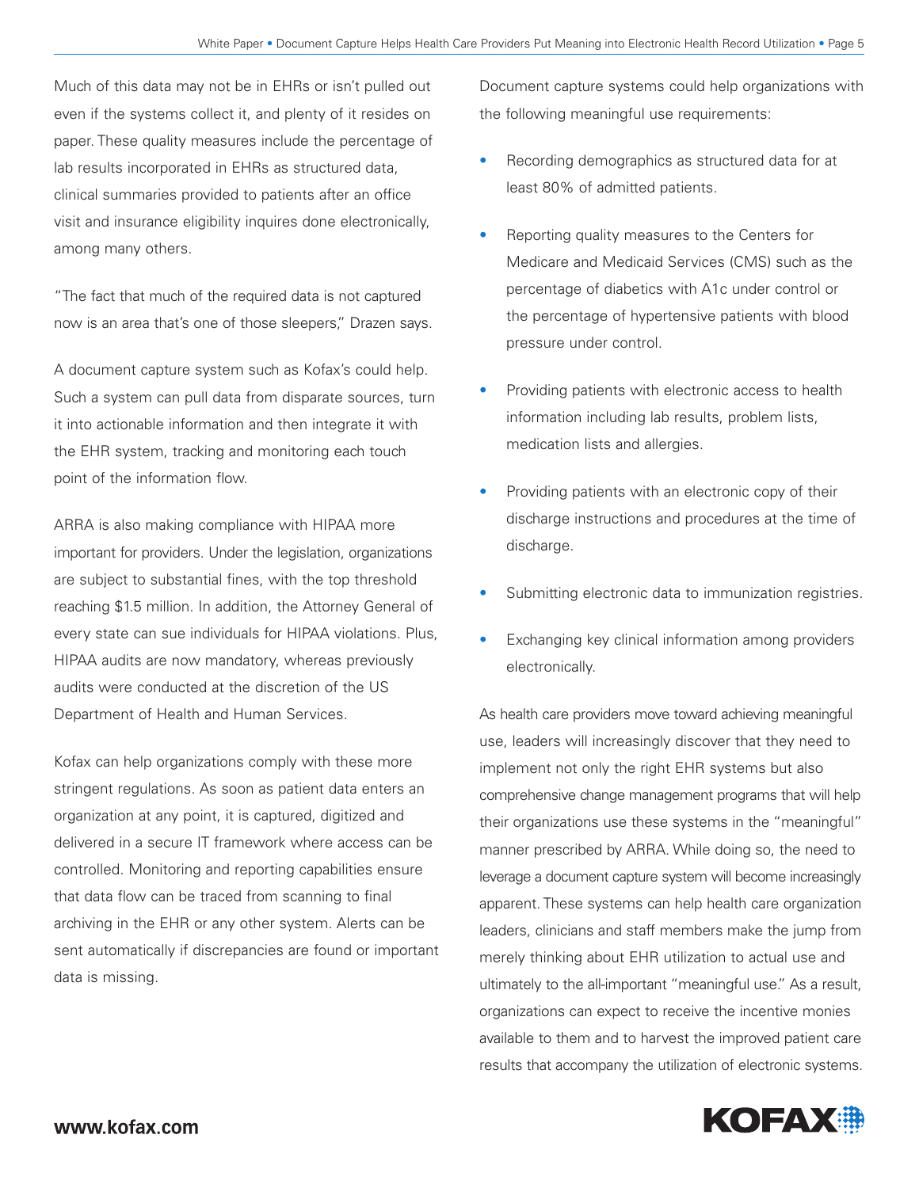Much of this data may not be in EHRs or isn't pulled out even if the systems collect it, and plenty of it resides on paper. These quality measures include the percentage of lab results incorporated in EHRs as structured data, clinical summaries provided to patients after an office visit and insurance eligibility inquires done electronically, among many others.

"The fact that much of the required data is not captured now is an area that's one of those sleepers," Drazen says.

A document capture system such as Kofax's could help. Such a system can pull data from disparate sources, turn it into actionable information and then integrate it with the EHR system, tracking and monitoring each touch point of the information flow.

ARRA is also making compliance with HIPAA more important for providers. Under the legislation, organizations are subject to substantial fines, with the top threshold reaching $1.5 million. In addition, the Attorney General of every state can sue individuals for HIPAA violations. Plus, HIPAA audits are now mandatory, whereas previously audits were conducted at the discretion of the US Department of Health and Human Services.

Kofax can help organizations comply with these more stringent regulations. As soon as patient data enters an organization at any point, it is captured, digitized and delivered in a secure IT framework where access can be controlled. Monitoring and reporting capabilities ensure that data flow can be traced from scanning to final archiving in the EHR or any other system. Alerts can be sent automatically if discrepancies are found or important data is missing.

Document capture systems could help organizations with the following meaningful use requirements:

- Recording demographics as structured data for at least 80% of admitted patients.
- Reporting quality measures to the Centers for Medicare and Medicaid Services (CMS) such as the percentage of diabetics with A1c under control or the percentage of hypertensive patients with blood pressure under control.
- Providing patients with electronic access to health information including lab results, problem lists, medication lists and allergies.
- Providing patients with an electronic copy of their discharge instructions and procedures at the time of discharge.
- Submitting electronic data to immunization registries.
- Exchanging key clinical information among providers electronically.

As health care providers move toward achieving meaningful use, leaders will increasingly discover that they need to implement not only the right EHR systems but also comprehensive change management programs that will help their organizations use these systems in the "meaningful" manner prescribed by ARRA. While doing so, the need to leverage a document capture system will become increasingly apparent. These systems can help health care organization leaders, clinicians and staff members make the jump from merely thinking about EHR utilization to actual use and ultimately to the all-important "meaningful use." As a result, organizations can expect to receive the incentive monies available to them and to harvest the improved patient care results that accompany the utilization of electronic systems.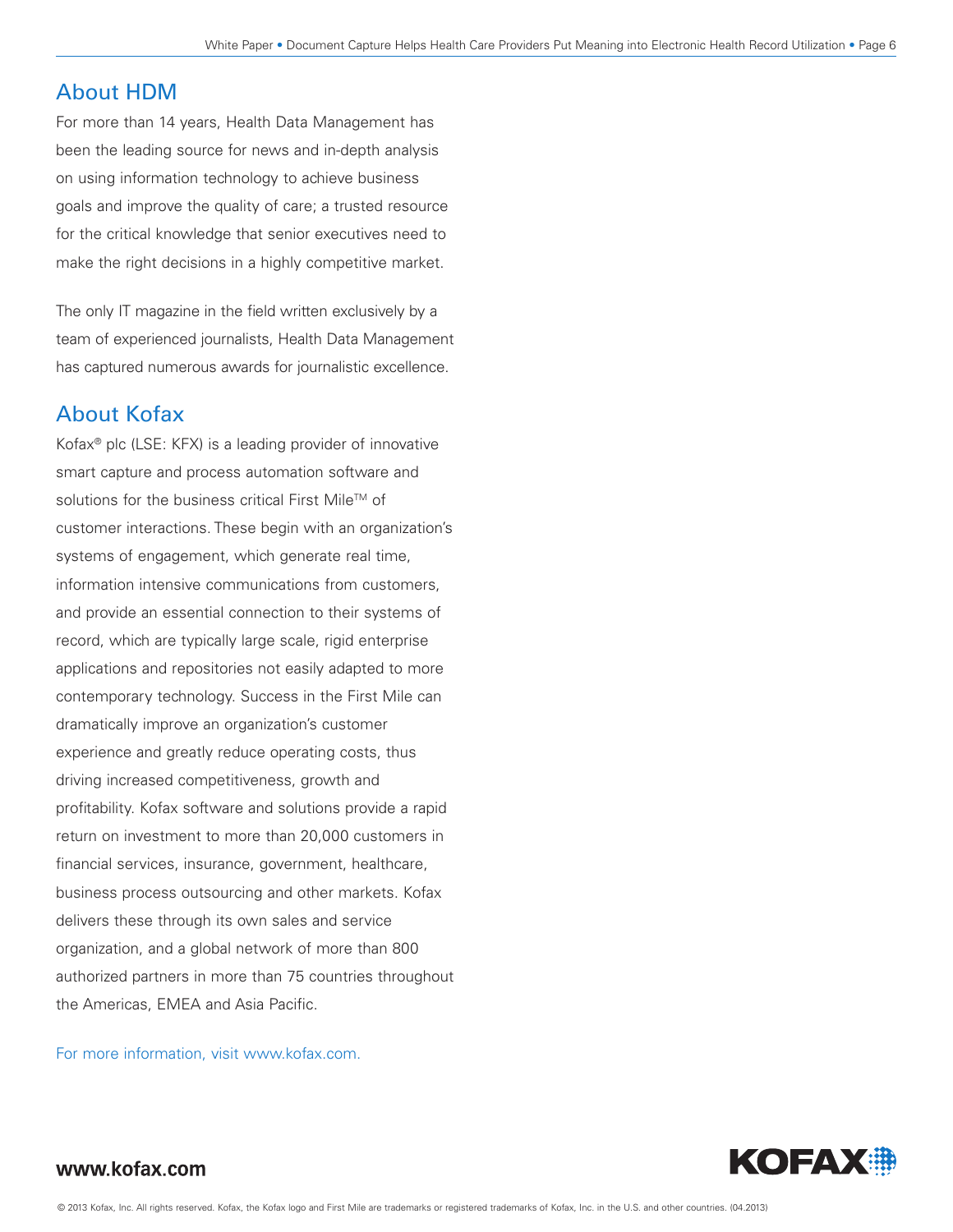## About HDM

For more than 14 years, Health Data Management has been the leading source for news and in-depth analysis on using information technology to achieve business goals and improve the quality of care; a trusted resource for the critical knowledge that senior executives need to make the right decisions in a highly competitive market.

The only IT magazine in the field written exclusively by a team of experienced journalists, Health Data Management has captured numerous awards for journalistic excellence.

## About Kofax

Kofax® plc (LSE: KFX) is a leading provider of innovative smart capture and process automation software and solutions for the business critical First Mile™ of customer interactions. These begin with an organization's systems of engagement, which generate real time, information intensive communications from customers, and provide an essential connection to their systems of record, which are typically large scale, rigid enterprise applications and repositories not easily adapted to more contemporary technology. Success in the First Mile can dramatically improve an organization's customer experience and greatly reduce operating costs, thus driving increased competitiveness, growth and profitability. Kofax software and solutions provide a rapid return on investment to more than 20,000 customers in financial services, insurance, government, healthcare, business process outsourcing and other markets. Kofax delivers these through its own sales and service organization, and a global network of more than 800 authorized partners in more than 75 countries throughout the Americas, EMEA and Asia Pacific.

For more information, visit www.kofax.com.

**www.kofax.com**

© 2013 Kofax, Inc. All rights reserved. Kofax, the Kofax logo and First Mile are trademarks or registered trademarks of Kofax, Inc. in the U.S. and other countries. (04.2013)